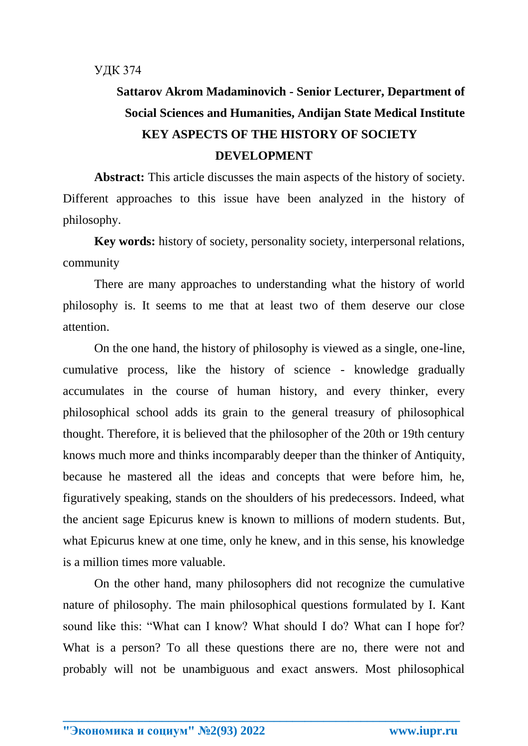УДК 374

**Sattarov Akrom Madaminovich - Senior Lecturer, Department of Social Sciences and Humanities, Andijan State Medical Institute**

# KEY ASPECTS OF THE HISTORY OF SOCIETY DEVELOPMENT

**Abstract:** This article discusses the main aspects of the history of society. Different approaches to this issue have been analyzed in the history of philosophy.

**Key words:** history of society, personality society, interpersonal relations, community

There are many approaches to understanding what the history of world philosophy is. It seems to me that at least two of them deserve our close attention.

On the one hand, the history of philosophy is viewed as a single, one-line, cumulative process, like the history of science - knowledge gradually accumulates in the course of human history, and every thinker, every philosophical school adds its grain to the general treasury of philosophical thought. Therefore, it is believed that the philosopher of the 20th or 19th century knows much more and thinks incomparably deeper than the thinker of Antiquity, because he mastered all the ideas and concepts that were before him, he, figuratively speaking, stands on the shoulders of his predecessors. Indeed, what the ancient sage Epicurus knew is known to millions of modern students. But, what Epicurus knew at one time, only he knew, and in this sense, his knowledge is a million times more valuable.

On the other hand, many philosophers did not recognize the cumulative nature of philosophy. The main philosophical questions formulated by I. Kant sound like this: “What can I know? What should I do? What can I hope for? What is a person? To all these questions there are no, there were not and probably will not be unambiguous and exact answers. Most philosophical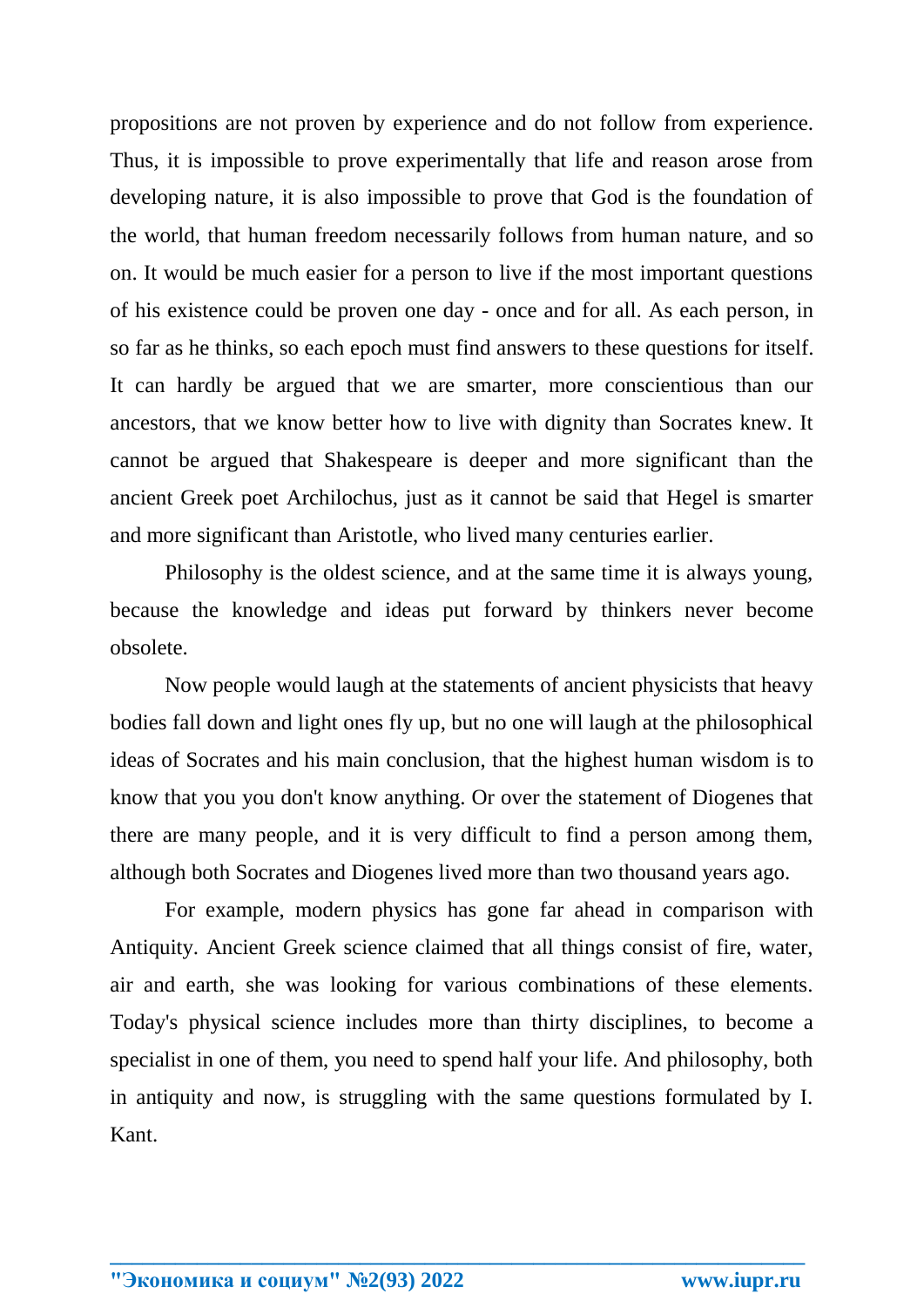propositions are not proven by experience and do not follow from experience. Thus, it is impossible to prove experimentally that life and reason arose from developing nature, it is also impossible to prove that God is the foundation of the world, that human freedom necessarily follows from human nature, and so on. It would be much easier for a person to live if the most important questions of his existence could be proven one day - once and for all. As each person, in so far as he thinks, so each epoch must find answers to these questions for itself. It can hardly be argued that we are smarter, more conscientious than our ancestors, that we know better how to live with dignity than Socrates knew. It cannot be argued that Shakespeare is deeper and more significant than the ancient Greek poet Archilochus, just as it cannot be said that Hegel is smarter and more significant than Aristotle, who lived many centuries earlier.

Philosophy is the oldest science, and at the same time it is always young, because the knowledge and ideas put forward by thinkers never become obsolete.

Now people would laugh at the statements of ancient physicists that heavy bodies fall down and light ones fly up, but no one will laugh at the philosophical ideas of Socrates and his main conclusion, that the highest human wisdom is to know that you you don't know anything. Or over the statement of Diogenes that there are many people, and it is very difficult to find a person among them, although both Socrates and Diogenes lived more than two thousand years ago.

For example, modern physics has gone far ahead in comparison with Antiquity. Ancient Greek science claimed that all things consist of fire, water, air and earth, she was looking for various combinations of these elements. Today's physical science includes more than thirty disciplines, to become a specialist in one of them, you need to spend half your life. And philosophy, both in antiquity and now, is struggling with the same questions formulated by I. Kant.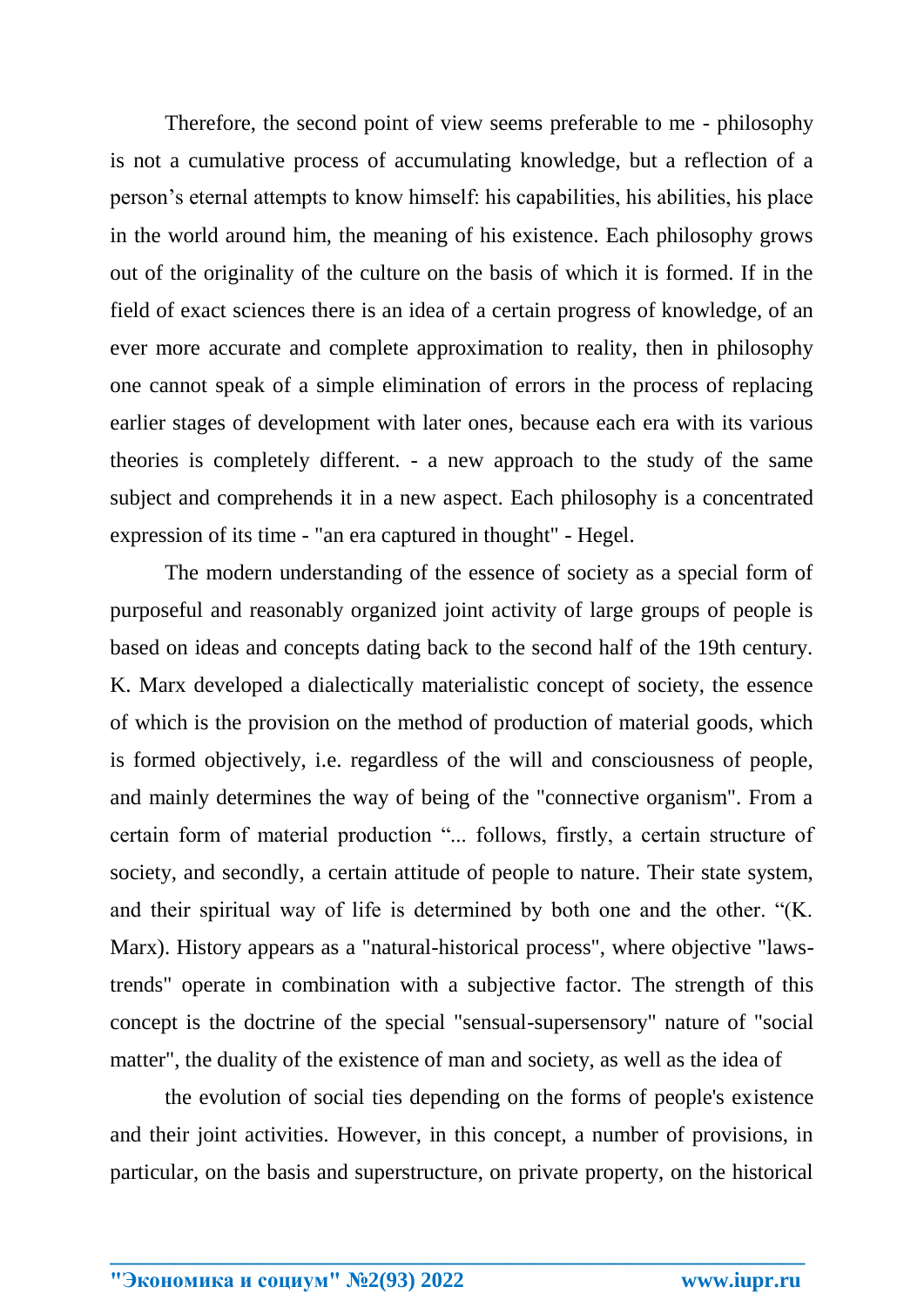Therefore, the second point of view seems preferable to me - philosophy is not a cumulative process of accumulating knowledge, but a reflection of a person's eternal attempts to know himself: his capabilities, his abilities, his place in the world around him, the meaning of his existence. Each philosophy grows out of the originality of the culture on the basis of which it is formed. If in the field of exact sciences there is an idea of a certain progress of knowledge, of an ever more accurate and complete approximation to reality, then in philosophy one cannot speak of a simple elimination of errors in the process of replacing earlier stages of development with later ones, because each era with its various theories is completely different. - a new approach to the study of the same subject and comprehends it in a new aspect. Each philosophy is a concentrated expression of its time - "an era captured in thought" - Hegel.

The modern understanding of the essence of society as a special form of purposeful and reasonably organized joint activity of large groups of people is based on ideas and concepts dating back to the second half of the 19th century. K. Marx developed a dialectically materialistic concept of society, the essence of which is the provision on the method of production of material goods, which is formed objectively, i.e. regardless of the will and consciousness of people, and mainly determines the way of being of the "connective organism". From a certain form of material production "... follows, firstly, a certain structure of society, and secondly, a certain attitude of people to nature. Their state system, and their spiritual way of life is determined by both one and the other. "(K. Marx). History appears as a "natural-historical process", where objective "laws-trends" operate in combination with a subjective factor. The strength of this concept is the doctrine of the special "sensual-supersensory" nature of "social matter", the duality of the existence of man and society, as well as the idea of

the evolution of social ties depending on the forms of people's existence and their joint activities. However, in this concept, a number of provisions, in particular, on the basis and superstructure, on private property, on the historical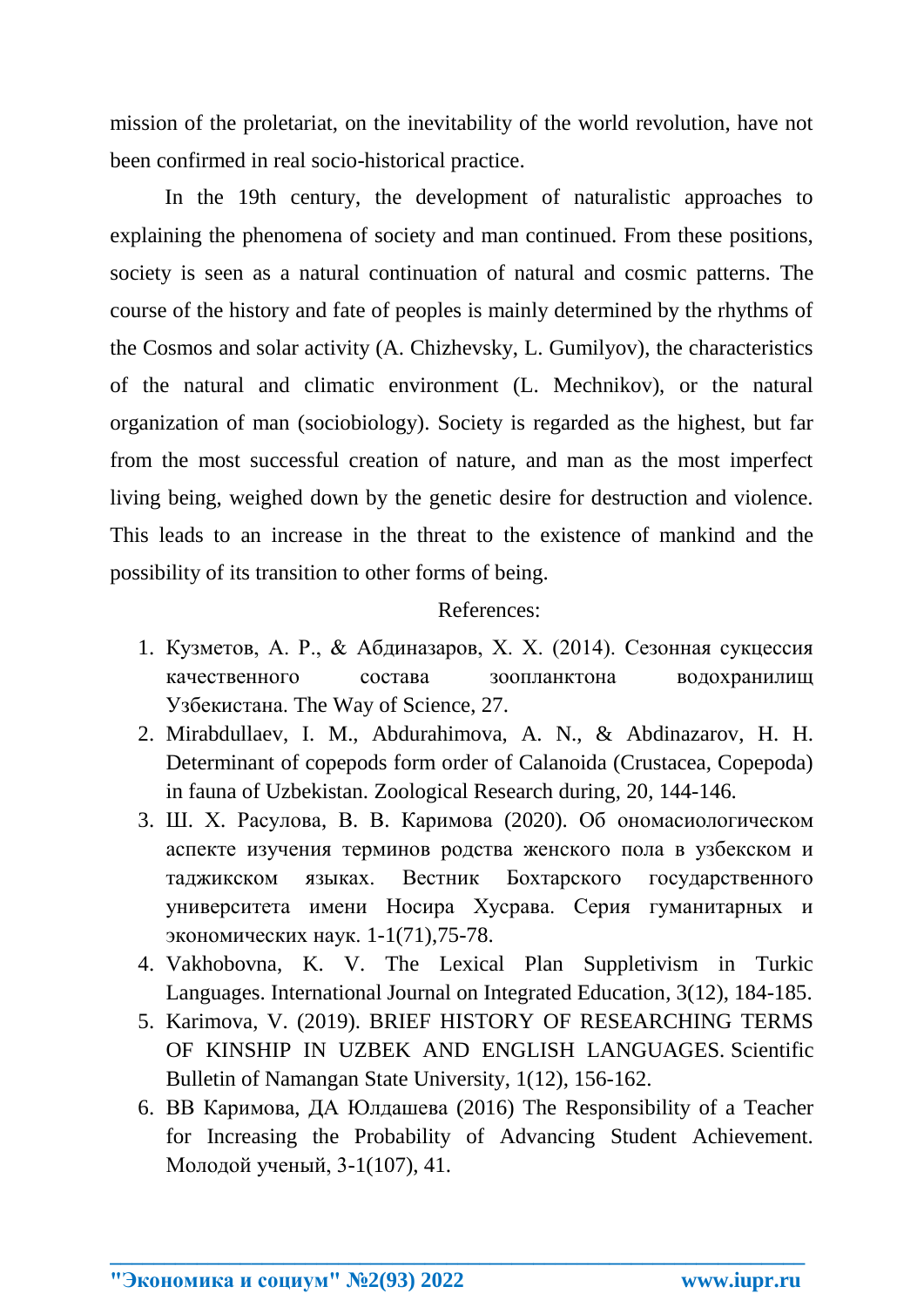mission of the proletariat, on the inevitability of the world revolution, have not been confirmed in real socio-historical practice.

In the 19th century, the development of naturalistic approaches to explaining the phenomena of society and man continued. From these positions, society is seen as a natural continuation of natural and cosmic patterns. The course of the history and fate of peoples is mainly determined by the rhythms of the Cosmos and solar activity (A. Chizhevsky, L. Gumilyov), the characteristics of the natural and climatic environment (L. Mechnikov), or the natural organization of man (sociobiology). Society is regarded as the highest, but far from the most successful creation of nature, and man as the most imperfect living being, weighed down by the genetic desire for destruction and violence. This leads to an increase in the threat to the existence of mankind and the possibility of its transition to other forms of being.

References:

1. Кузметов, А. Р., & Абдиназаров, Х. Х. (2014). Сезонная сукцессия качественного состава зоопланктона водохранилищ Узбекистана. The Way of Science, 27.
2. Mirabdullaev, I. M., Abdurahimova, A. N., & Abdinazarov, H. H. Determinant of copepods form order of Calanoida (Crustacea, Copepoda) in fauna of Uzbekistan. Zoological Research during, 20, 144-146.
3. Ш. Х. Расулова, В. В. Каримова (2020). Об ономасиологическом аспекте изучения терминов родства женского пола в узбекском и таджикском языках. Вестник Бохтарского государственного университета имени Носира Хусрава. Серия гуманитарных и экономических наук. 1-1(71),75-78.
4. Vakhobovna, K. V. The Lexical Plan Suppletivism in Turkic Languages. International Journal on Integrated Education, 3(12), 184-185.
5. Karimova, V. (2019). BRIEF HISTORY OF RESEARCHING TERMS OF KINSHIP IN UZBEK AND ENGLISH LANGUAGES. Scientific Bulletin of Namangan State University, 1(12), 156-162.
6. ВВ Каримова, ДА Юлдашева (2016) The Responsibility of a Teacher for Increasing the Probability of Advancing Student Achievement. Молодой ученый, 3-1(107), 41.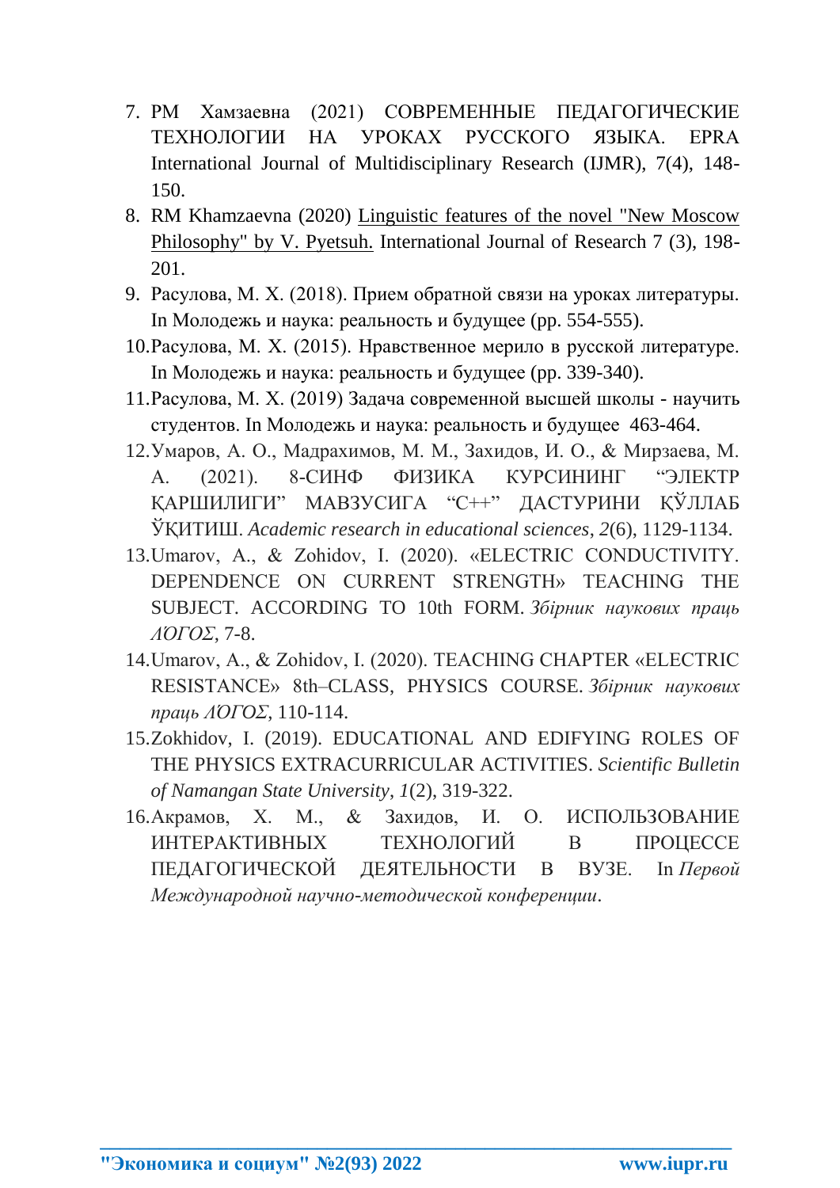7. РМ Хамзаевна (2021) СОВРЕМЕННЫЕ ПЕДАГОГИЧЕСКИЕ ТЕХНОЛОГИИ НА УРОКАХ РУССКОГО ЯЗЫКА. EPRA International Journal of Multidisciplinary Research (IJMR), 7(4), 148-150.
8. RM Khamzaevna (2020) Linguistic features of the novel "New Moscow Philosophy" by V. Pyetsuh. International Journal of Research 7 (3), 198-201.
9. Расулова, М. Х. (2018). Прием обратной связи на уроках литературы. In Молодежь и наука: реальность и будущее (pp. 554-555).
10. Расулова, М. Х. (2015). Нравственное мерило в русской литературе. In Молодежь и наука: реальность и будущее (pp. 339-340).
11. Расулова, М. Х. (2019) Задача современной высшей школы - научить студентов. In Молодежь и наука: реальность и будущее 463-464.
12. Умаров, А. О., Мадрахимов, М. М., Захидов, И. О., & Мирзаева, М. А. (2021). 8-СИНФ ФИЗИКА КУРСИНИНГ "ЭЛЕКТР ҚАРШИЛИГИ" МАВЗУСИГА "С++" ДАСТУРИНИ ҚЎЛЛАБ ЎҚИТИШ. *Academic research in educational sciences*, *2*(6), 1129-1134.
13. Umarov, A., & Zohidov, I. (2020). «ELECTRIC CONDUCTIVITY. DEPENDENCE ON CURRENT STRENGTH» TEACHING THE SUBJECT. ACCORDING TO 10th FORM. *Збірник наукових праць ΛΌГOΣ*, 7-8.
14. Umarov, A., & Zohidov, I. (2020). TEACHING CHAPTER «ELECTRIC RESISTANCE» 8th–CLASS, PHYSICS COURSE. *Збірник наукових праць ΛΌГOΣ*, 110-114.
15. Zokhidov, I. (2019). EDUCATIONAL AND EDIFYING ROLES OF THE PHYSICS EXTRACURRICULAR ACTIVITIES. *Scientific Bulletin of Namangan State University*, *1*(2), 319-322.
16. Акрамов, Х. М., & Захидов, И. О. ИСПОЛЬЗОВАНИЕ ИНТЕРАКТИВНЫХ ТЕХНОЛОГИЙ В ПРОЦЕССЕ ПЕДАГОГИЧЕСКОЙ ДЕЯТЕЛЬНОСТИ В ВУЗЕ. In *Первой Международной научно-методической конференции*.